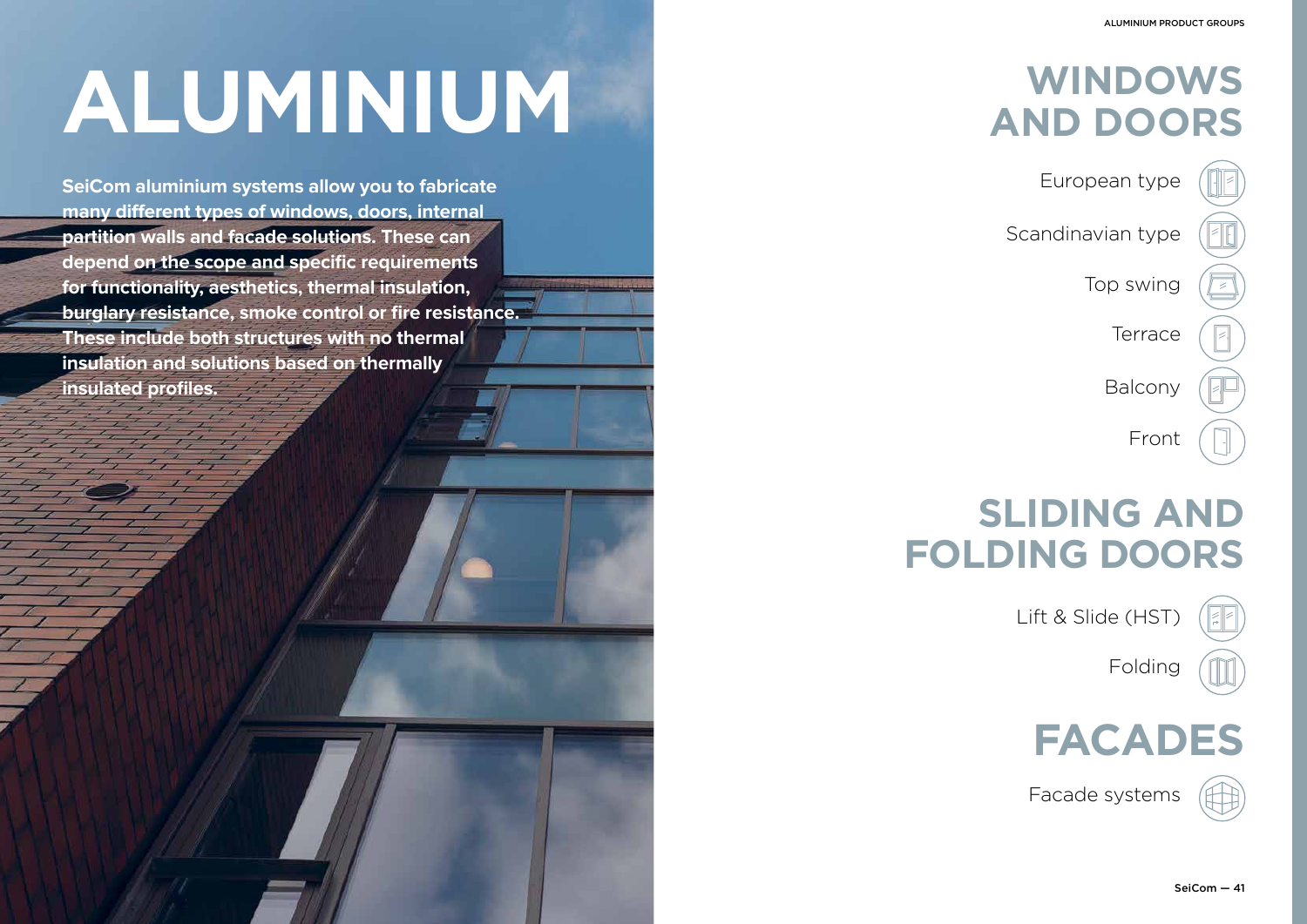# ALUMINIUM

**SeiCom aluminium systems allow you to fabricate many different types of windows, doors, internal partition walls and facade solutions. These can depend on the scope and specific requirements for functionality, aesthetics, thermal insulation, burglary resistance, smoke control or fire resistance. These include both structures with no thermal insulation and solutions based on thermally insulated profiles.**

## WINDOWS AND DOORS

- European type
- Scandinavian type
- Top swing
- Terrace
- Balcony
- Front

## SLIDING AND FOLDING DOORS

- Lift & Slide (HST)
- Folding

## FACADES

- Facade systems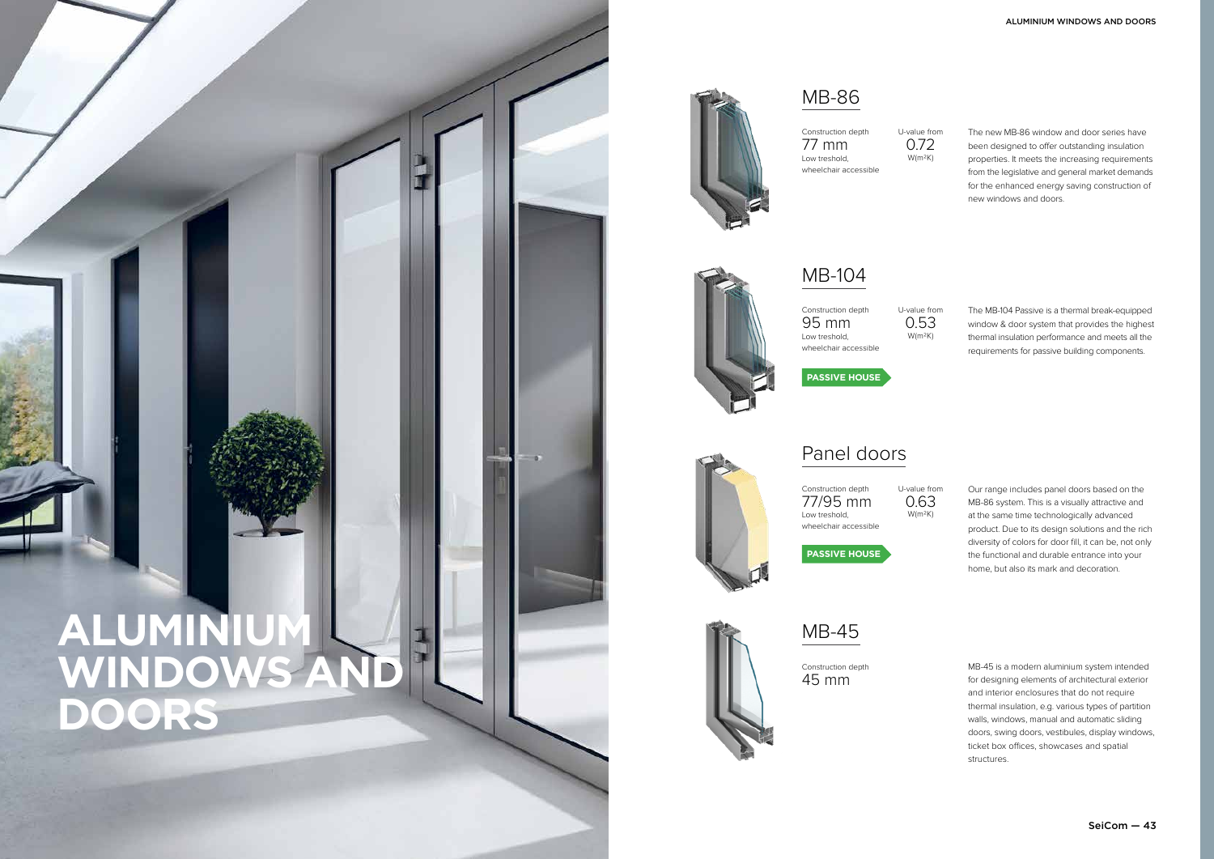# ALUMINIUM WINDOWS AND DOORS

## MB-86

Construction depth
77 mm
Low treshold,
wheelchair accessible

U-value from
0.72
W(m²K)

The new MB-86 window and door series have been designed to offer outstanding insulation properties. It meets the increasing requirements from the legislative and general market demands for the enhanced energy saving construction of new windows and doors.

## MB-104

Construction depth
95 mm
Low treshold,
wheelchair accessible

U-value from
0.53
W(m²K)

**PASSIVE HOUSE**

The MB-104 Passive is a thermal break-equipped window & door system that provides the highest thermal insulation performance and meets all the requirements for passive building components.

## Panel doors

Construction depth
77/95 mm
Low treshold,
wheelchair accessible

U-value from
0.63
W(m²K)

**PASSIVE HOUSE**

Our range includes panel doors based on the MB-86 system. This is a visually attractive and at the same time technologically advanced product. Due to its design solutions and the rich diversity of colors for door fill, it can be, not only the functional and durable entrance into your home, but also its mark and decoration.

## MB-45

Construction depth
45 mm

MB-45 is a modern aluminium system intended for designing elements of architectural exterior and interior enclosures that do not require thermal insulation, e.g. various types of partition walls, windows, manual and automatic sliding doors, swing doors, vestibules, display windows, ticket box offices, showcases and spatial structures.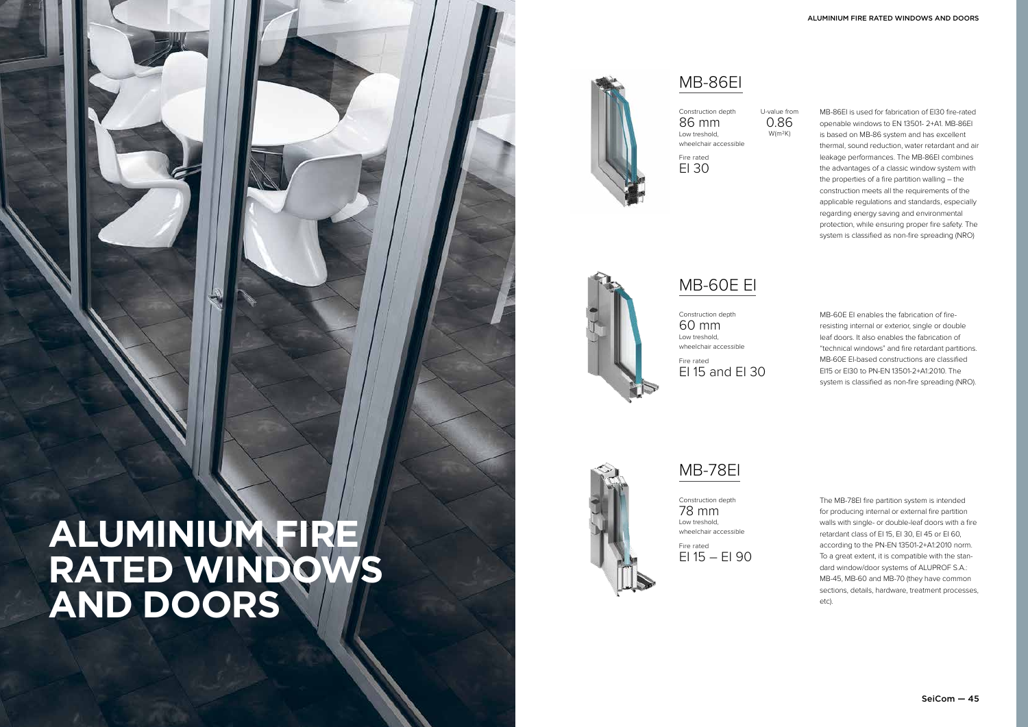// Page 3 of 5

# ALUMINIUM FIRE RATED WINDOWS AND DOORS

## MB-86EI

Construction depth
86 mm
Low treshold,
wheelchair accessible

U-value from
0.86
W(m²K)

Fire rated
EI 30

MB-86EI is used for fabrication of EI30 fire-rated openable windows to EN 13501- 2+A1. MB-86EI is based on MB-86 system and has excellent thermal, sound reduction, water retardant and air leakage performances. The MB-86EI combines the advantages of a classic window system with the properties of a fire partition walling – the construction meets all the requirements of the applicable regulations and standards, especially regarding energy saving and environmental protection, while ensuring proper fire safety. The system is classified as non-fire spreading (NRO)

## MB-60E EI

Construction depth
60 mm
Low treshold,
wheelchair accessible

Fire rated
EI 15 and EI 30

MB-60E EI enables the fabrication of fire-resisting internal or exterior, single or double leaf doors. It also enables the fabrication of "technical windows" and fire retardant partitions. MB-60E EI-based constructions are classified EI15 or EI30 to PN-EN 13501-2+A1:2010. The system is classified as non-fire spreading (NRO).

## MB-78EI

Construction depth
78 mm
Low treshold,
wheelchair accessible

Fire rated
EI 15 – EI 90

The MB-78EI fire partition system is intended for producing internal or external fire partition walls with single- or double-leaf doors with a fire retardant class of EI 15, EI 30, EI 45 or EI 60, according to the PN-EN 13501-2+A1:2010 norm. To a great extent, it is compatible with the standard window/door systems of ALUPROF S.A.: MB-45, MB-60 and MB-70 (they have common sections, details, hardware, treatment processes, etc).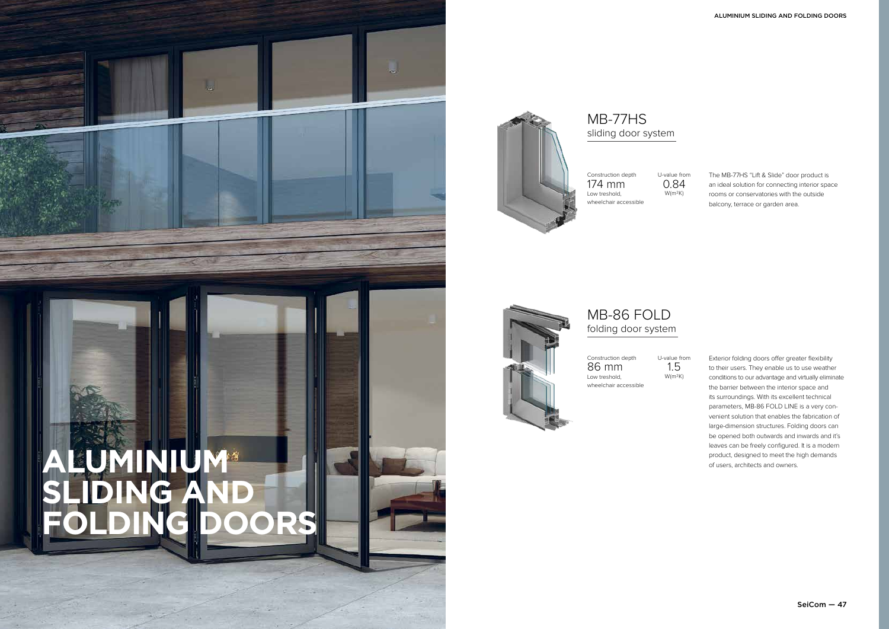# ALUMINIUM SLIDING AND FOLDING DOORS

## MB-77HS
sliding door system

Construction depth
174 mm
Low treshold,
wheelchair accessible

U-value from
0.84
W(m²K)

The MB-77HS "Lift & Slide" door product is an ideal solution for connecting interior space rooms or conservatories with the outside balcony, terrace or garden area.

## MB-86 FOLD
folding door system

Construction depth
86 mm
Low treshold,
wheelchair accessible

U-value from
1.5
W(m²K)

Exterior folding doors offer greater flexibility to their users. They enable us to use weather conditions to our advantage and virtually eliminate the barrier between the interior space and its surroundings. With its excellent technical parameters, MB-86 FOLD LINE is a very convenient solution that enables the fabrication of large-dimension structures. Folding doors can be opened both outwards and inwards and it's leaves can be freely configured. It is a modern product, designed to meet the high demands of users, architects and owners.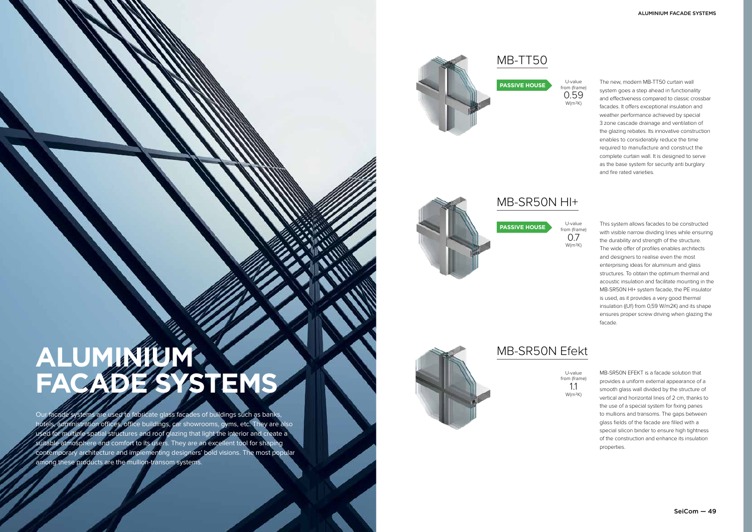# ALUMINIUM FACADE SYSTEMS

Our facade systems are used to fabricate glass facades of buildings such as banks, hotels, administration offices, office buildings, car showrooms, gyms, etc. They are also used for multiple spatial structures and roof glazing that light the interior and create a suitable atmosphere and comfort to its users. They are an excellent tool for shaping contemporary architecture and implementing designers' bold visions. The most popular among these products are the mullion-transom systems.

## MB-TT50

**PASSIVE HOUSE**

U-value from (frame) 0.59 W(m²K)

The new, modern MB-TT50 curtain wall system goes a step ahead in functionality and effectiveness compared to classic crossbar facades. It offers exceptional insulation and weather performance achieved by special 3 zone cascade drainage and ventilation of the glazing rebates. Its innovative construction enables to considerably reduce the time required to manufacture and construct the complete curtain wall. It is designed to serve as the base system for security anti burglary and fire rated varieties.

## MB-SR50N HI+

**PASSIVE HOUSE**

U-value from (frame) 0.7 W(m²K)

This system allows facades to be constructed with visible narrow dividing lines while ensuring the durability and strength of the structure. The wide offer of profiles enables architects and designers to realise even the most enterprising ideas for aluminium and glass structures. To obtain the optimum thermal and acoustic insulation and facilitate mounting in the MB-SR50N HI+ system facade, the PE insulator is used, as it provides a very good thermal insulation ((Uf) from 0,59 W/m2K) and its shape ensures proper screw driving when glazing the facade.

## MB-SR50N Efekt

U-value from (frame) 1.1 W(m²K)

MB-SR50N EFEKT is a facade solution that provides a uniform external appearance of a smooth glass wall divided by the structure of vertical and horizontal lines of 2 cm, thanks to the use of a special system for fixing panes to mullions and transoms. The gaps between glass fields of the facade are filled with a special silicon binder to ensure high tightness of the construction and enhance its insulation properties.